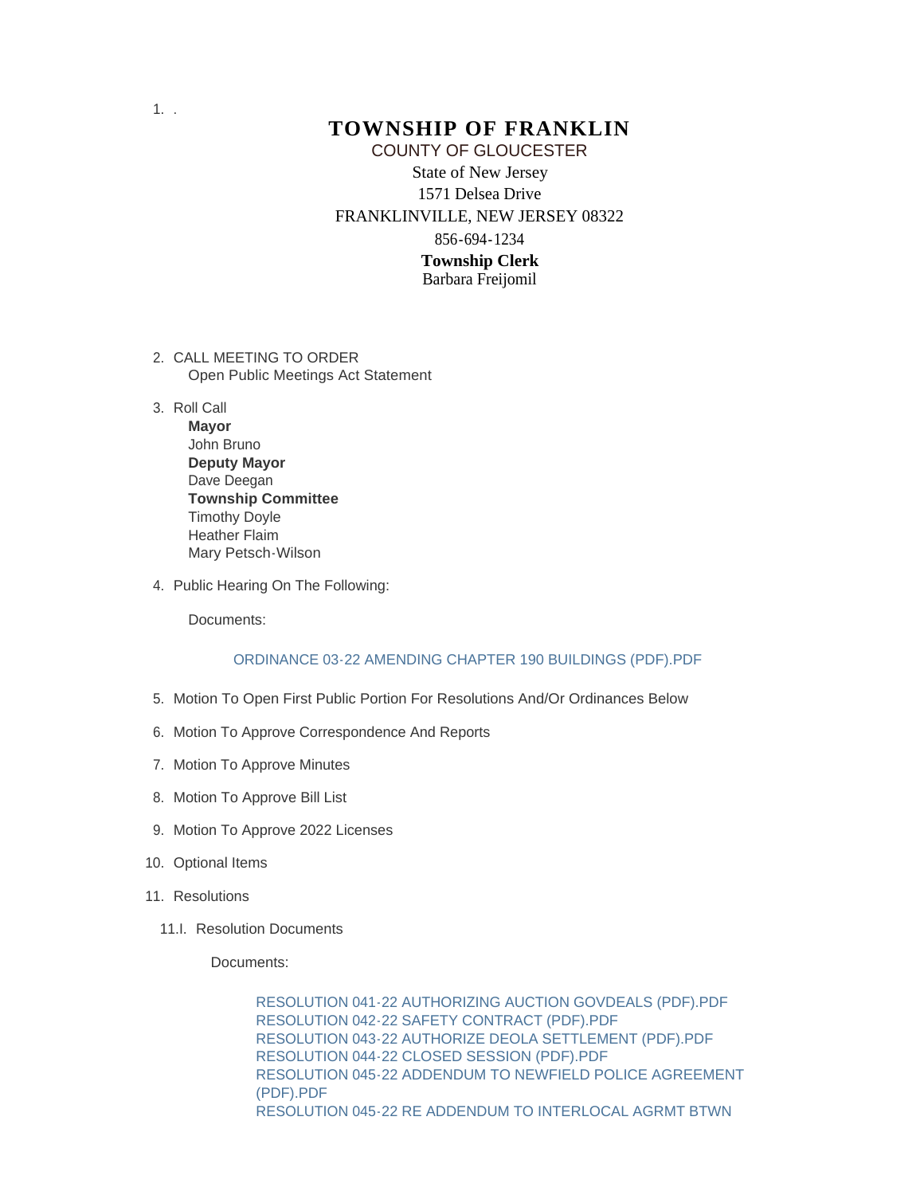1. .

# TOWNSHIP OF FRANKLIN

COUNTY OF GLOUCESTER

State of New Jersey

1571 Delsea Drive

FRANKLINVILLE, NEW JERSEY 08322

856-694-1234

**Township Clerk**

Barbara Freijomil

2. CALL MEETING TO ORDER
   Open Public Meetings Act Statement

3. Roll Call
   **Mayor**
   John Bruno
   **Deputy Mayor**
   Dave Deegan
   **Township Committee**
   Timothy Doyle
   Heather Flaim
   Mary Petsch-Wilson

4. Public Hearing On The Following:

   Documents:

   ORDINANCE 03-22 AMENDING CHAPTER 190 BUILDINGS (PDF).PDF

5. Motion To Open First Public Portion For Resolutions And/Or Ordinances Below

6. Motion To Approve Correspondence And Reports

7. Motion To Approve Minutes

8. Motion To Approve Bill List

9. Motion To Approve 2022 Licenses

10. Optional Items

11. Resolutions

    11.I. Resolution Documents

    Documents:

    RESOLUTION 041-22 AUTHORIZING AUCTION GOVDEALS (PDF).PDF
    RESOLUTION 042-22 SAFETY CONTRACT (PDF).PDF
    RESOLUTION 043-22 AUTHORIZE DEOLA SETTLEMENT (PDF).PDF
    RESOLUTION 044-22 CLOSED SESSION (PDF).PDF
    RESOLUTION 045-22 ADDENDUM TO NEWFIELD POLICE AGREEMENT (PDF).PDF
    RESOLUTION 045-22 RE ADDENDUM TO INTERLOCAL AGRMT BTWN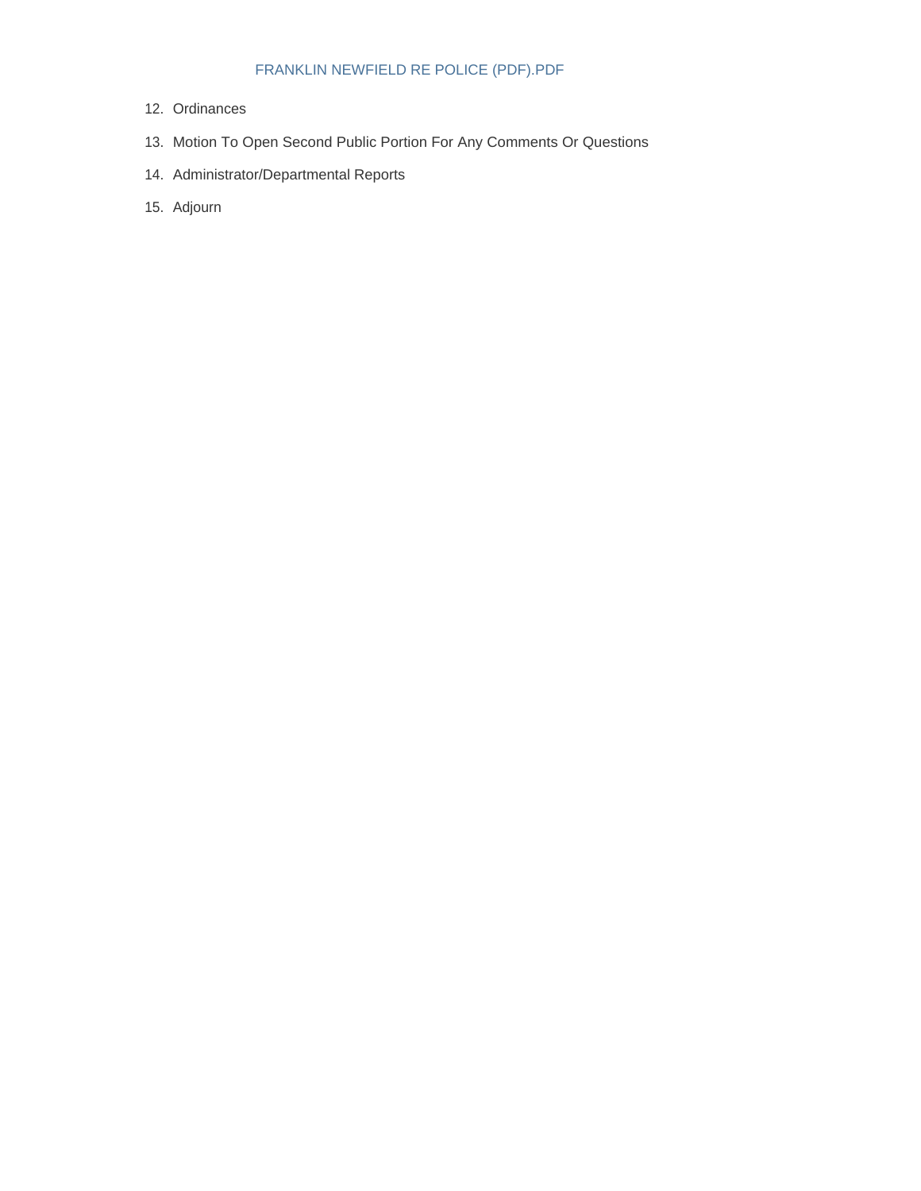FRANKLIN NEWFIELD RE POLICE (PDF).PDF

12. Ordinances
13. Motion To Open Second Public Portion For Any Comments Or Questions
14. Administrator/Departmental Reports
15. Adjourn